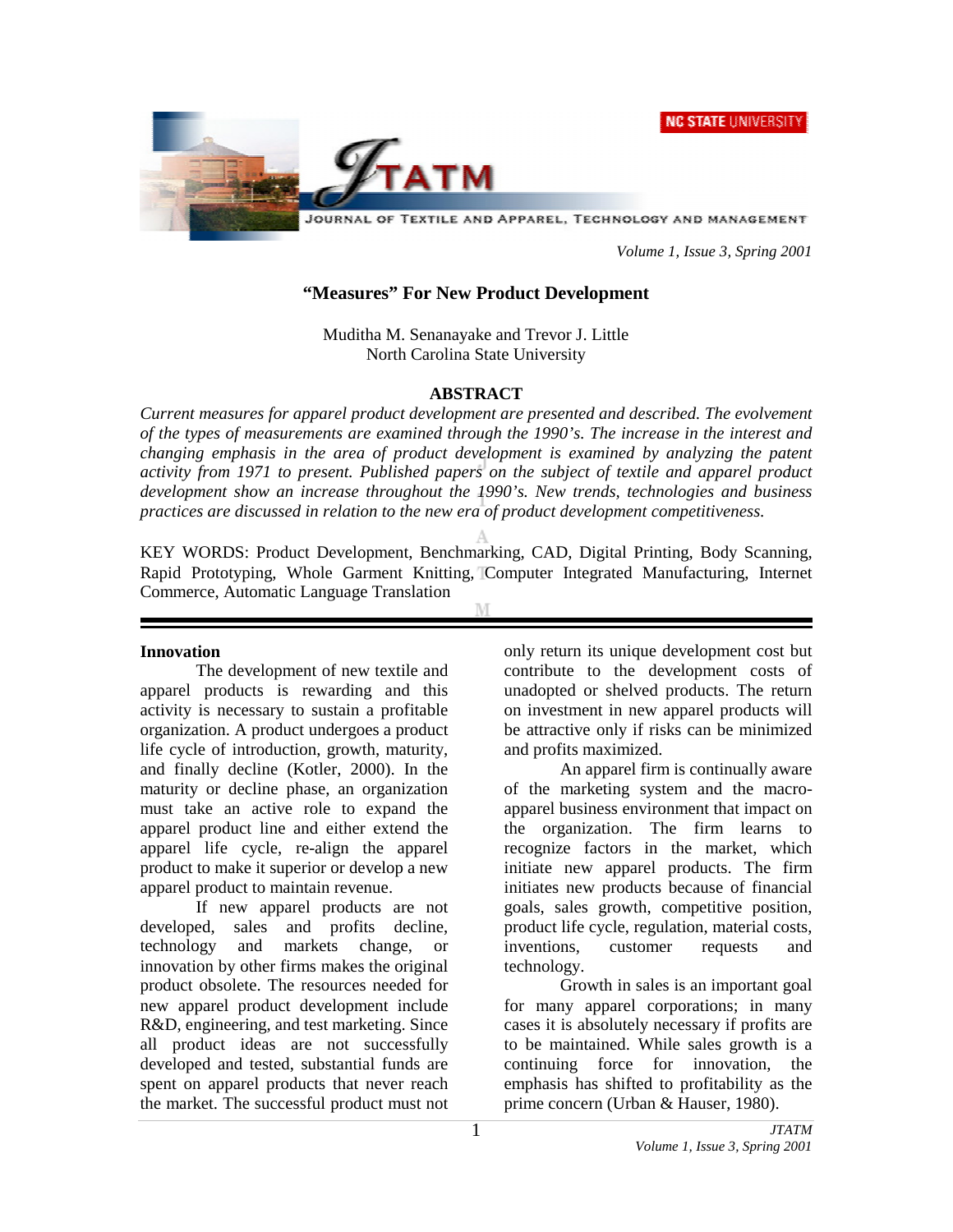# "Measures" For New Product Development

Muditha M. Senanayake and Trevor J. Little
North Carolina State University

## ABSTRACT

*Current measures for apparel product development are presented and described. The evolvement of the types of measurements are examined through the 1990's. The increase in the interest and changing emphasis in the area of product development is examined by analyzing the patent activity from 1971 to present. Published papers on the subject of textile and apparel product development show an increase throughout the 1990's. New trends, technologies and business practices are discussed in relation to the new era of product development competitiveness.*

KEY WORDS: Product Development, Benchmarking, CAD, Digital Printing, Body Scanning, Rapid Prototyping, Whole Garment Knitting, Computer Integrated Manufacturing, Internet Commerce, Automatic Language Translation

---

### Innovation

The development of new textile and apparel products is rewarding and this activity is necessary to sustain a profitable organization. A product undergoes a product life cycle of introduction, growth, maturity, and finally decline (Kotler, 2000). In the maturity or decline phase, an organization must take an active role to expand the apparel product line and either extend the apparel life cycle, re-align the apparel product to make it superior or develop a new apparel product to maintain revenue.

If new apparel products are not developed, sales and profits decline, technology and markets change, or innovation by other firms makes the original product obsolete. The resources needed for new apparel product development include R&D, engineering, and test marketing. Since all product ideas are not successfully developed and tested, substantial funds are spent on apparel products that never reach the market. The successful product must not only return its unique development cost but contribute to the development costs of unadopted or shelved products. The return on investment in new apparel products will be attractive only if risks can be minimized and profits maximized.

An apparel firm is continually aware of the marketing system and the macro-apparel business environment that impact on the organization. The firm learns to recognize factors in the market, which initiate new apparel products. The firm initiates new products because of financial goals, sales growth, competitive position, product life cycle, regulation, material costs, inventions, customer requests and technology.

Growth in sales is an important goal for many apparel corporations; in many cases it is absolutely necessary if profits are to be maintained. While sales growth is a continuing force for innovation, the emphasis has shifted to profitability as the prime concern (Urban & Hauser, 1980).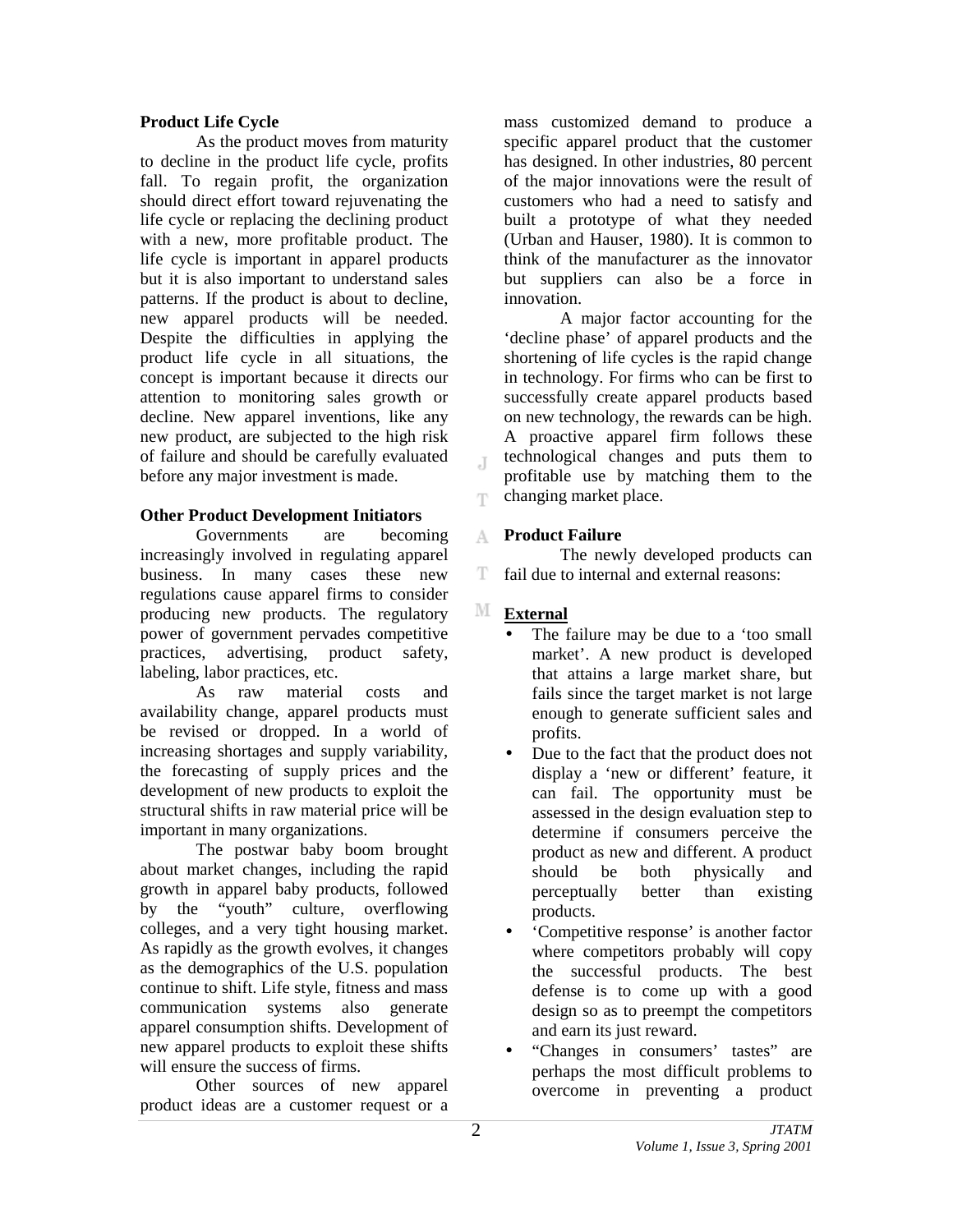### Product Life Cycle

As the product moves from maturity to decline in the product life cycle, profits fall. To regain profit, the organization should direct effort toward rejuvenating the life cycle or replacing the declining product with a new, more profitable product. The life cycle is important in apparel products but it is also important to understand sales patterns. If the product is about to decline, new apparel products will be needed. Despite the difficulties in applying the product life cycle in all situations, the concept is important because it directs our attention to monitoring sales growth or decline. New apparel inventions, like any new product, are subjected to the high risk of failure and should be carefully evaluated before any major investment is made.

### Other Product Development Initiators

Governments are becoming increasingly involved in regulating apparel business. In many cases these new regulations cause apparel firms to consider producing new products. The regulatory power of government pervades competitive practices, advertising, product safety, labeling, labor practices, etc.

As raw material costs and availability change, apparel products must be revised or dropped. In a world of increasing shortages and supply variability, the forecasting of supply prices and the development of new products to exploit the structural shifts in raw material price will be important in many organizations.

The postwar baby boom brought about market changes, including the rapid growth in apparel baby products, followed by the "youth" culture, overflowing colleges, and a very tight housing market. As rapidly as the growth evolves, it changes as the demographics of the U.S. population continue to shift. Life style, fitness and mass communication systems also generate apparel consumption shifts. Development of new apparel products to exploit these shifts will ensure the success of firms.

Other sources of new apparel product ideas are a customer request or a mass customized demand to produce a specific apparel product that the customer has designed. In other industries, 80 percent of the major innovations were the result of customers who had a need to satisfy and built a prototype of what they needed (Urban and Hauser, 1980). It is common to think of the manufacturer as the innovator but suppliers can also be a force in innovation.

A major factor accounting for the 'decline phase' of apparel products and the shortening of life cycles is the rapid change in technology. For firms who can be first to successfully create apparel products based on new technology, the rewards can be high. A proactive apparel firm follows these technological changes and puts them to profitable use by matching them to the changing market place.

### Product Failure

The newly developed products can fail due to internal and external reasons:

**External**

- The failure may be due to a 'too small market'. A new product is developed that attains a large market share, but fails since the target market is not large enough to generate sufficient sales and profits.
- Due to the fact that the product does not display a 'new or different' feature, it can fail. The opportunity must be assessed in the design evaluation step to determine if consumers perceive the product as new and different. A product should be both physically and perceptually better than existing products.
- 'Competitive response' is another factor where competitors probably will copy the successful products. The best defense is to come up with a good design so as to preempt the competitors and earn its just reward.
- "Changes in consumers' tastes" are perhaps the most difficult problems to overcome in preventing a product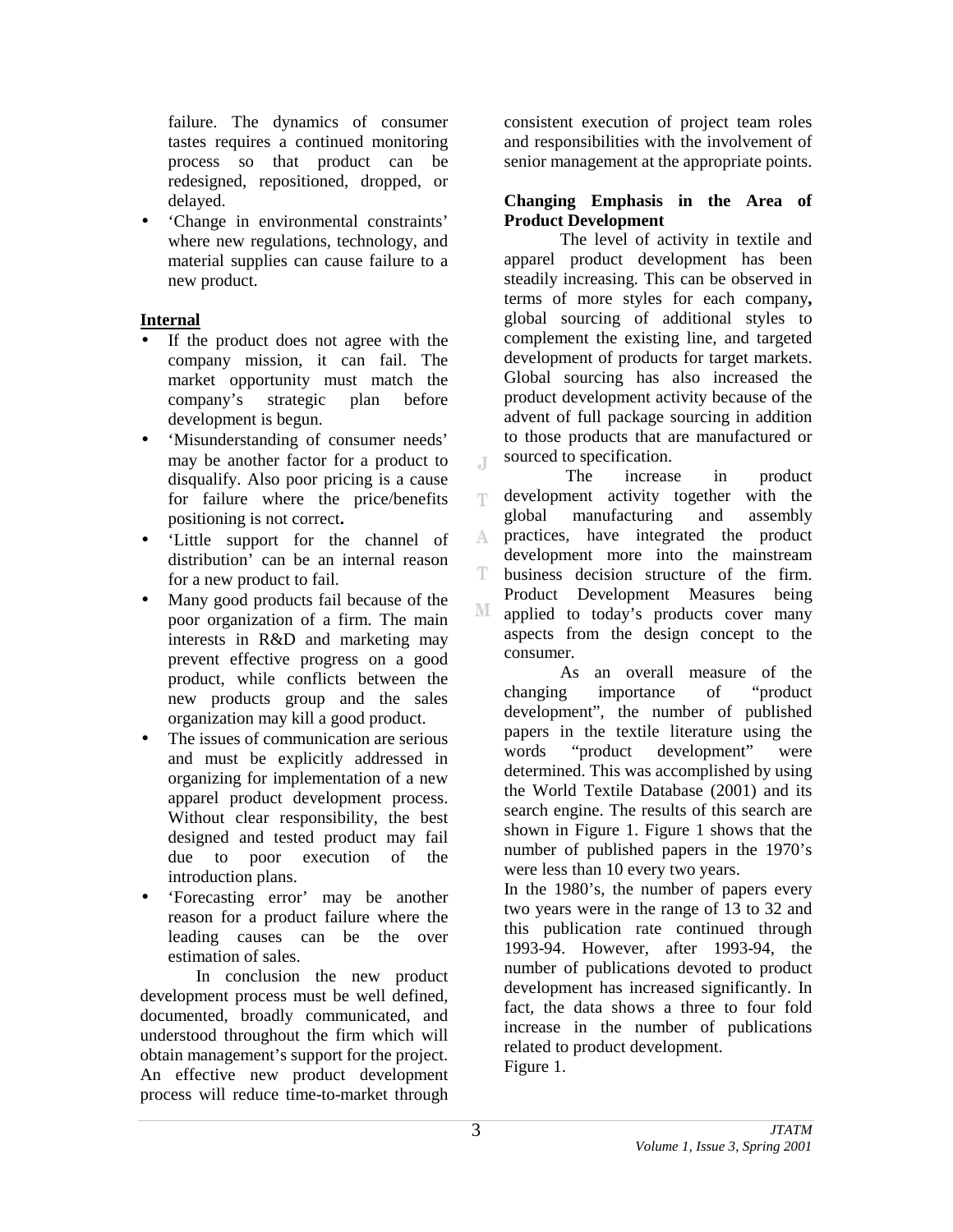failure. The dynamics of consumer tastes requires a continued monitoring process so that product can be redesigned, repositioned, dropped, or delayed.

- 'Change in environmental constraints' where new regulations, technology, and material supplies can cause failure to a new product.

**Internal**

- If the product does not agree with the company mission, it can fail. The market opportunity must match the company's strategic plan before development is begun.
- 'Misunderstanding of consumer needs' may be another factor for a product to disqualify. Also poor pricing is a cause for failure where the price/benefits positioning is not correct**.**
- 'Little support for the channel of distribution' can be an internal reason for a new product to fail.
- Many good products fail because of the poor organization of a firm. The main interests in R&D and marketing may prevent effective progress on a good product, while conflicts between the new products group and the sales organization may kill a good product.
- The issues of communication are serious and must be explicitly addressed in organizing for implementation of a new apparel product development process. Without clear responsibility, the best designed and tested product may fail due to poor execution of the introduction plans.
- 'Forecasting error' may be another reason for a product failure where the leading causes can be the over estimation of sales.

In conclusion the new product development process must be well defined, documented, broadly communicated, and understood throughout the firm which will obtain management's support for the project. An effective new product development process will reduce time-to-market through consistent execution of project team roles and responsibilities with the involvement of senior management at the appropriate points.

**Changing Emphasis in the Area of Product Development**

The level of activity in textile and apparel product development has been steadily increasing. This can be observed in terms of more styles for each company**,** global sourcing of additional styles to complement the existing line, and targeted development of products for target markets. Global sourcing has also increased the product development activity because of the advent of full package sourcing in addition to those products that are manufactured or sourced to specification.

The increase in product development activity together with the global manufacturing and assembly practices, have integrated the product development more into the mainstream business decision structure of the firm. Product Development Measures being applied to today's products cover many aspects from the design concept to the consumer.

As an overall measure of the changing importance of "product development", the number of published papers in the textile literature using the words "product development" were determined. This was accomplished by using the World Textile Database (2001) and its search engine. The results of this search are shown in Figure 1. Figure 1 shows that the number of published papers in the 1970's were less than 10 every two years.

In the 1980's, the number of papers every two years were in the range of 13 to 32 and this publication rate continued through 1993-94. However, after 1993-94, the number of publications devoted to product development has increased significantly. In fact, the data shows a three to four fold increase in the number of publications related to product development.

Figure 1.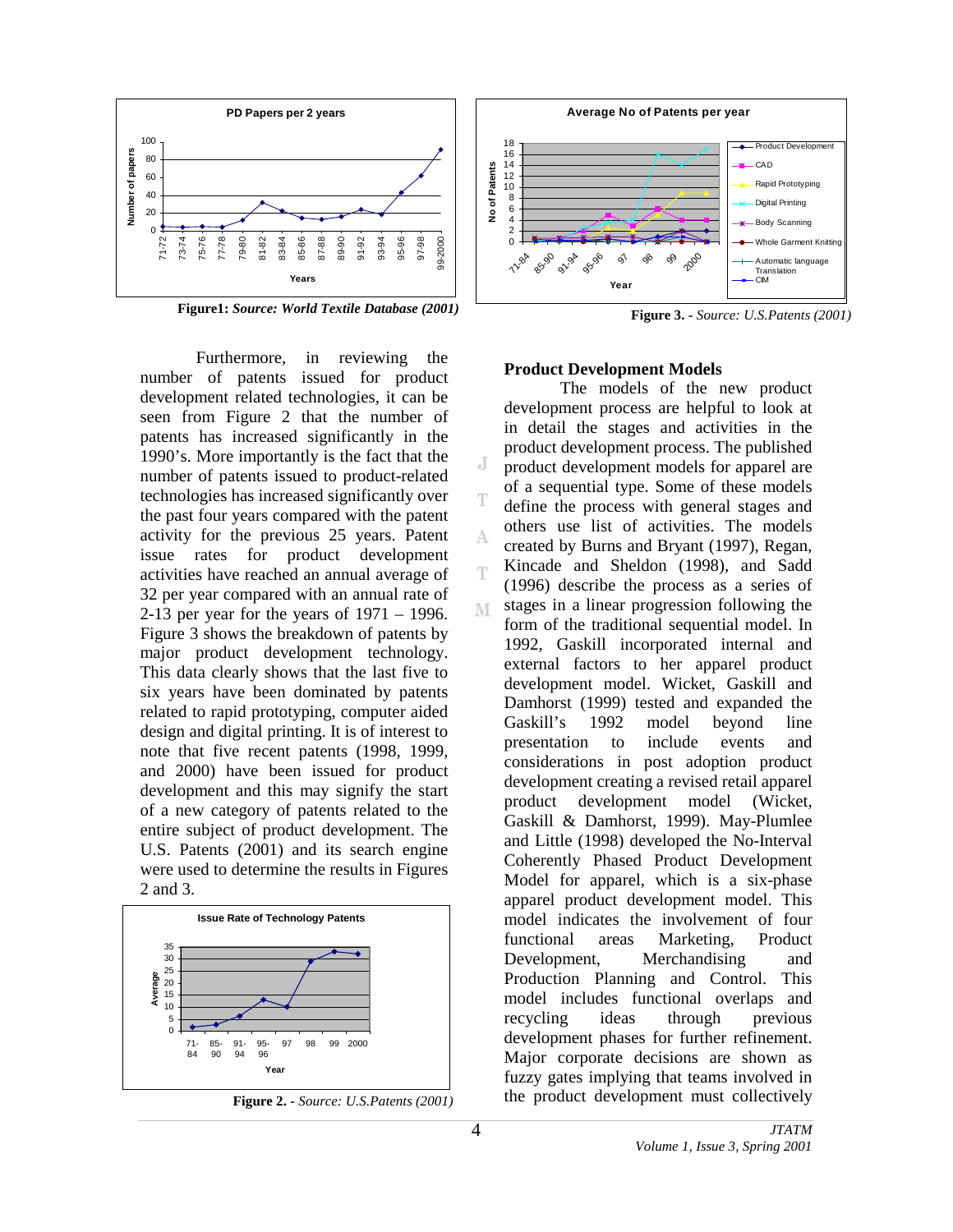Figure1: *Source: World Textile Database (2001)*

Figure 3. - *Source: U.S.Patents (2001)*

Furthermore, in reviewing the number of patents issued for product development related technologies, it can be seen from Figure 2 that the number of patents has increased significantly in the 1990's. More importantly is the fact that the number of patents issued to product-related technologies has increased significantly over the past four years compared with the patent activity for the previous 25 years. Patent issue rates for product development activities have reached an annual average of 32 per year compared with an annual rate of 2-13 per year for the years of 1971 – 1996. Figure 3 shows the breakdown of patents by major product development technology. This data clearly shows that the last five to six years have been dominated by patents related to rapid prototyping, computer aided design and digital printing. It is of interest to note that five recent patents (1998, 1999, and 2000) have been issued for product development and this may signify the start of a new category of patents related to the entire subject of product development. The U.S. Patents (2001) and its search engine were used to determine the results in Figures 2 and 3.

Figure 2. - *Source: U.S.Patents (2001)*

**Product Development Models**

The models of the new product development process are helpful to look at in detail the stages and activities in the product development process. The published product development models for apparel are of a sequential type. Some of these models define the process with general stages and others use list of activities. The models created by Burns and Bryant (1997), Regan, Kincade and Sheldon (1998), and Sadd (1996) describe the process as a series of stages in a linear progression following the form of the traditional sequential model. In 1992, Gaskill incorporated internal and external factors to her apparel product development model. Wicket, Gaskill and Damhorst (1999) tested and expanded the Gaskill's 1992 model beyond line presentation to include events and considerations in post adoption product development creating a revised retail apparel product development model (Wicket, Gaskill & Damhorst, 1999). May-Plumlee and Little (1998) developed the No-Interval Coherently Phased Product Development Model for apparel, which is a six-phase apparel product development model. This model indicates the involvement of four functional areas Marketing, Product Development, Merchandising and Production Planning and Control. This model includes functional overlaps and recycling ideas through previous development phases for further refinement. Major corporate decisions are shown as fuzzy gates implying that teams involved in the product development must collectively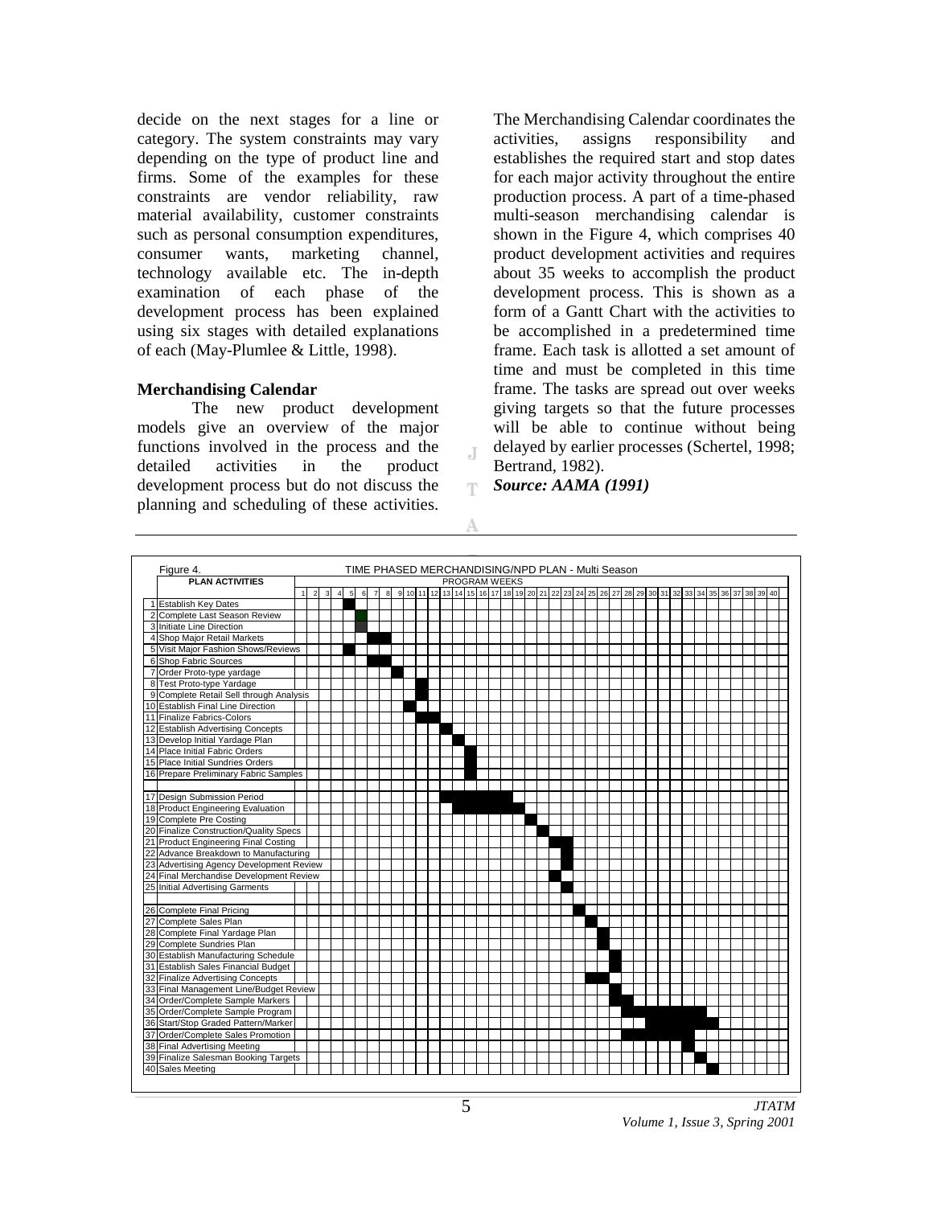decide on the next stages for a line or category. The system constraints may vary depending on the type of product line and firms. Some of the examples for these constraints are vendor reliability, raw material availability, customer constraints such as personal consumption expenditures, consumer wants, marketing channel, technology available etc. The in-depth examination of each phase of the development process has been explained using six stages with detailed explanations of each (May-Plumlee & Little, 1998).

### Merchandising Calendar

The new product development models give an overview of the major functions involved in the process and the detailed activities in the product development process but do not discuss the planning and scheduling of these activities. The Merchandising Calendar coordinates the activities, assigns responsibility and establishes the required start and stop dates for each major activity throughout the entire production process. A part of a time-phased multi-season merchandising calendar is shown in the Figure 4, which comprises 40 product development activities and requires about 35 weeks to accomplish the product development process. This is shown as a form of a Gantt Chart with the activities to be accomplished in a predetermined time frame. Each task is allotted a set amount of time and must be completed in this time frame. The tasks are spread out over weeks giving targets so that the future processes will be able to continue without being delayed by earlier processes (Schertel, 1998; Bertrand, 1982).

***Source: AAMA (1991)***

Figure 4. TIME PHASED MERCHANDISING/NPD PLAN - Multi Season

| | PLAN ACTIVITIES | PROGRAM WEEKS (1–40) |
|---|---|---|
| 1 | Establish Key Dates | 5 |
| 2 | Complete Last Season Review | 6 |
| 3 | Initiate Line Direction | 6 |
| 4 | Shop Major Retail Markets | 7–8 |
| 5 | Visit Major Fashion Shows/Reviews | 5 |
| 6 | Shop Fabric Sources | 7–8 |
| 7 | Order Proto-type yardage | 9 |
| 8 | Test Proto-type Yardage | 11 |
| 9 | Complete Retail Sell through Analysis | 11 |
| 10 | Establish Final Line Direction | 10 |
| 11 | Finalize Fabrics-Colors | 11–12 |
| 12 | Establish Advertising Concepts | 13 |
| 13 | Develop Initial Yardage Plan | 14 |
| 14 | Place Initial Fabric Orders | 15 |
| 15 | Place Initial Sundries Orders | 15 |
| 16 | Prepare Preliminary Fabric Samples | 15 |
| 17 | Design Submission Period | 13–18 |
| 18 | Product Engineering Evaluation | 14–19 |
| 19 | Complete Pre Costing | 20 |
| 20 | Finalize Construction/Quality Specs | 21 |
| 21 | Product Engineering Final Costing | 22–23 |
| 22 | Advance Breakdown to Manufacturing | 23 |
| 23 | Advertising Agency Development Review | 23 |
| 24 | Final Merchandise Development Review | 22 |
| 25 | Initial Advertising Garments | 23 |
| 26 | Complete Final Pricing | 24 |
| 27 | Complete Sales Plan | 25 |
| 28 | Complete Final Yardage Plan | 26 |
| 29 | Complete Sundries Plan | 26 |
| 30 | Establish Manufacturing Schedule | 27 |
| 31 | Establish Sales Financial Budget | 27 |
| 32 | Finalize Advertising Concepts | 25–26 |
| 33 | Final Management Line/Budget Review | 27 |
| 34 | Order/Complete Sample Markers | 27 |
| 35 | Order/Complete Sample Program | 28–34 |
| 36 | Start/Stop Graded Pattern/Marker | 30–35 |
| 37 | Order/Complete Sales Promotion | 28–33 |
| 38 | Final Advertising Meeting | 33 |
| 39 | Finalize Salesman Booking Targets | 34 |
| 40 | Sales Meeting | 35 |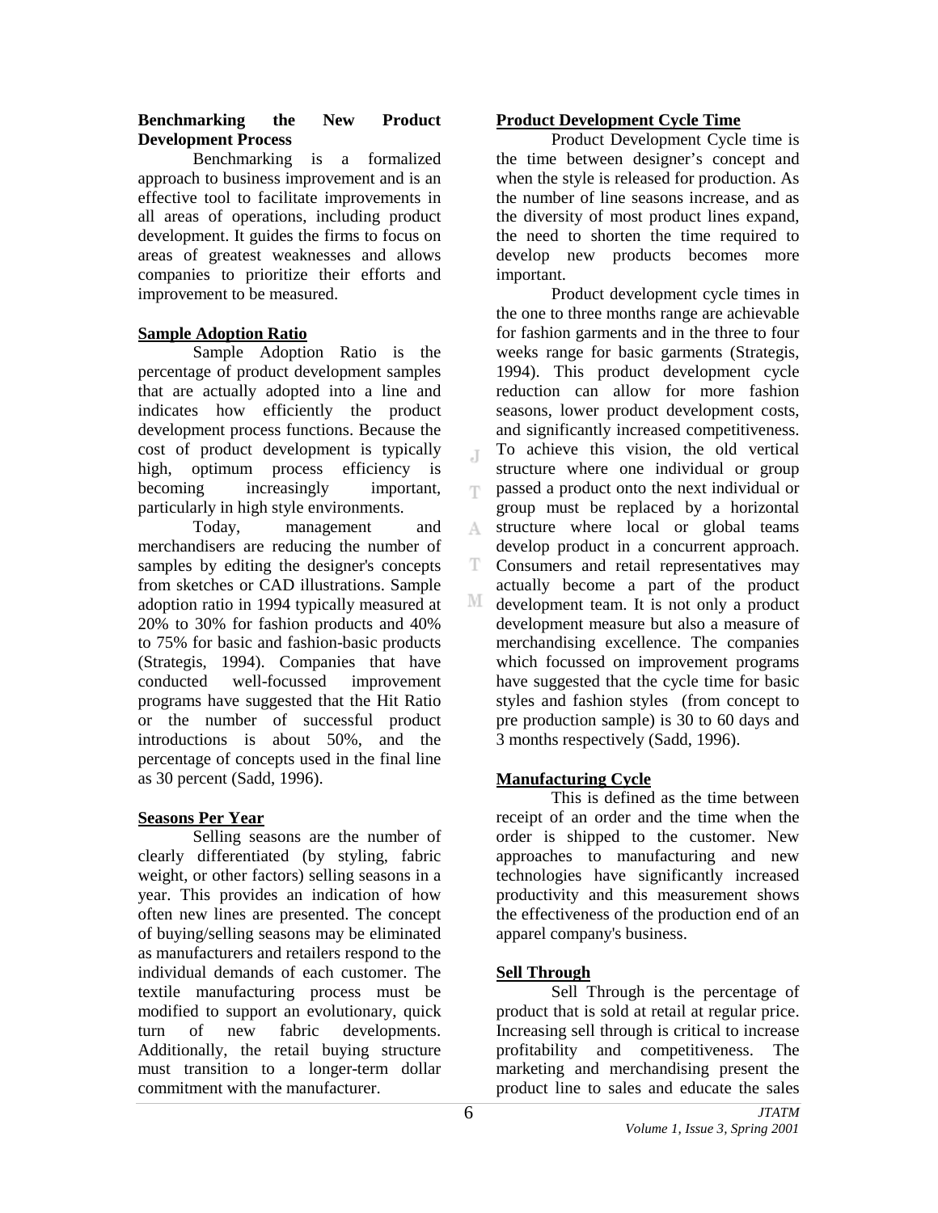**Benchmarking the New Product Development Process**

Benchmarking is a formalized approach to business improvement and is an effective tool to facilitate improvements in all areas of operations, including product development. It guides the firms to focus on areas of greatest weaknesses and allows companies to prioritize their efforts and improvement to be measured.

**Sample Adoption Ratio**

Sample Adoption Ratio is the percentage of product development samples that are actually adopted into a line and indicates how efficiently the product development process functions. Because the cost of product development is typically high, optimum process efficiency is becoming increasingly important, particularly in high style environments.

Today, management and merchandisers are reducing the number of samples by editing the designer's concepts from sketches or CAD illustrations. Sample adoption ratio in 1994 typically measured at 20% to 30% for fashion products and 40% to 75% for basic and fashion-basic products (Strategis, 1994). Companies that have conducted well-focussed improvement programs have suggested that the Hit Ratio or the number of successful product introductions is about 50%, and the percentage of concepts used in the final line as 30 percent (Sadd, 1996).

**Seasons Per Year**

Selling seasons are the number of clearly differentiated (by styling, fabric weight, or other factors) selling seasons in a year. This provides an indication of how often new lines are presented. The concept of buying/selling seasons may be eliminated as manufacturers and retailers respond to the individual demands of each customer. The textile manufacturing process must be modified to support an evolutionary, quick turn of new fabric developments. Additionally, the retail buying structure must transition to a longer-term dollar commitment with the manufacturer.

**Product Development Cycle Time**

Product Development Cycle time is the time between designer's concept and when the style is released for production. As the number of line seasons increase, and as the diversity of most product lines expand, the need to shorten the time required to develop new products becomes more important.

Product development cycle times in the one to three months range are achievable for fashion garments and in the three to four weeks range for basic garments (Strategis, 1994). This product development cycle reduction can allow for more fashion seasons, lower product development costs, and significantly increased competitiveness. To achieve this vision, the old vertical structure where one individual or group passed a product onto the next individual or group must be replaced by a horizontal structure where local or global teams develop product in a concurrent approach. Consumers and retail representatives may actually become a part of the product development team. It is not only a product development measure but also a measure of merchandising excellence. The companies which focussed on improvement programs have suggested that the cycle time for basic styles and fashion styles (from concept to pre production sample) is 30 to 60 days and 3 months respectively (Sadd, 1996).

**Manufacturing Cycle**

This is defined as the time between receipt of an order and the time when the order is shipped to the customer. New approaches to manufacturing and new technologies have significantly increased productivity and this measurement shows the effectiveness of the production end of an apparel company's business.

**Sell Through**

Sell Through is the percentage of product that is sold at retail at regular price. Increasing sell through is critical to increase profitability and competitiveness. The marketing and merchandising present the product line to sales and educate the sales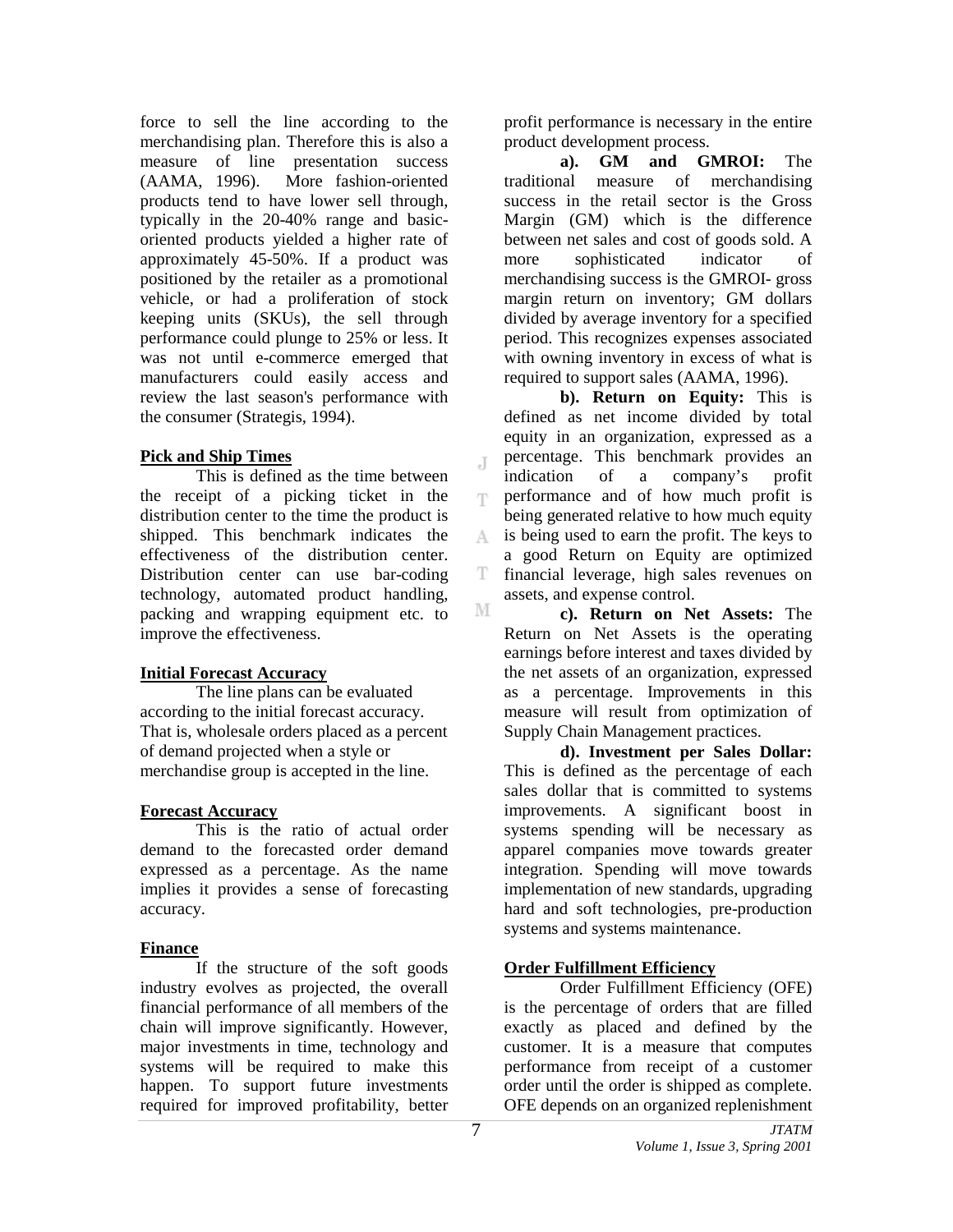force to sell the line according to the merchandising plan. Therefore this is also a measure of line presentation success (AAMA, 1996). More fashion-oriented products tend to have lower sell through, typically in the 20-40% range and basic-oriented products yielded a higher rate of approximately 45-50%. If a product was positioned by the retailer as a promotional vehicle, or had a proliferation of stock keeping units (SKUs), the sell through performance could plunge to 25% or less. It was not until e-commerce emerged that manufacturers could easily access and review the last season's performance with the consumer (Strategis, 1994).

**Pick and Ship Times**

This is defined as the time between the receipt of a picking ticket in the distribution center to the time the product is shipped. This benchmark indicates the effectiveness of the distribution center. Distribution center can use bar-coding technology, automated product handling, packing and wrapping equipment etc. to improve the effectiveness.

**Initial Forecast Accuracy**

The line plans can be evaluated according to the initial forecast accuracy. That is, wholesale orders placed as a percent of demand projected when a style or merchandise group is accepted in the line.

**Forecast Accuracy**

This is the ratio of actual order demand to the forecasted order demand expressed as a percentage. As the name implies it provides a sense of forecasting accuracy.

**Finance**

If the structure of the soft goods industry evolves as projected, the overall financial performance of all members of the chain will improve significantly. However, major investments in time, technology and systems will be required to make this happen. To support future investments required for improved profitability, better profit performance is necessary in the entire product development process.

**a). GM and GMROI:** The traditional measure of merchandising success in the retail sector is the Gross Margin (GM) which is the difference between net sales and cost of goods sold. A more sophisticated indicator of merchandising success is the GMROI- gross margin return on inventory; GM dollars divided by average inventory for a specified period. This recognizes expenses associated with owning inventory in excess of what is required to support sales (AAMA, 1996).

**b). Return on Equity:** This is defined as net income divided by total equity in an organization, expressed as a percentage. This benchmark provides an indication of a company's profit performance and of how much profit is being generated relative to how much equity is being used to earn the profit. The keys to a good Return on Equity are optimized financial leverage, high sales revenues on assets, and expense control.

**c). Return on Net Assets:** The Return on Net Assets is the operating earnings before interest and taxes divided by the net assets of an organization, expressed as a percentage. Improvements in this measure will result from optimization of Supply Chain Management practices.

**d). Investment per Sales Dollar:** This is defined as the percentage of each sales dollar that is committed to systems improvements. A significant boost in systems spending will be necessary as apparel companies move towards greater integration. Spending will move towards implementation of new standards, upgrading hard and soft technologies, pre-production systems and systems maintenance.

**Order Fulfillment Efficiency**

Order Fulfillment Efficiency (OFE) is the percentage of orders that are filled exactly as placed and defined by the customer. It is a measure that computes performance from receipt of a customer order until the order is shipped as complete. OFE depends on an organized replenishment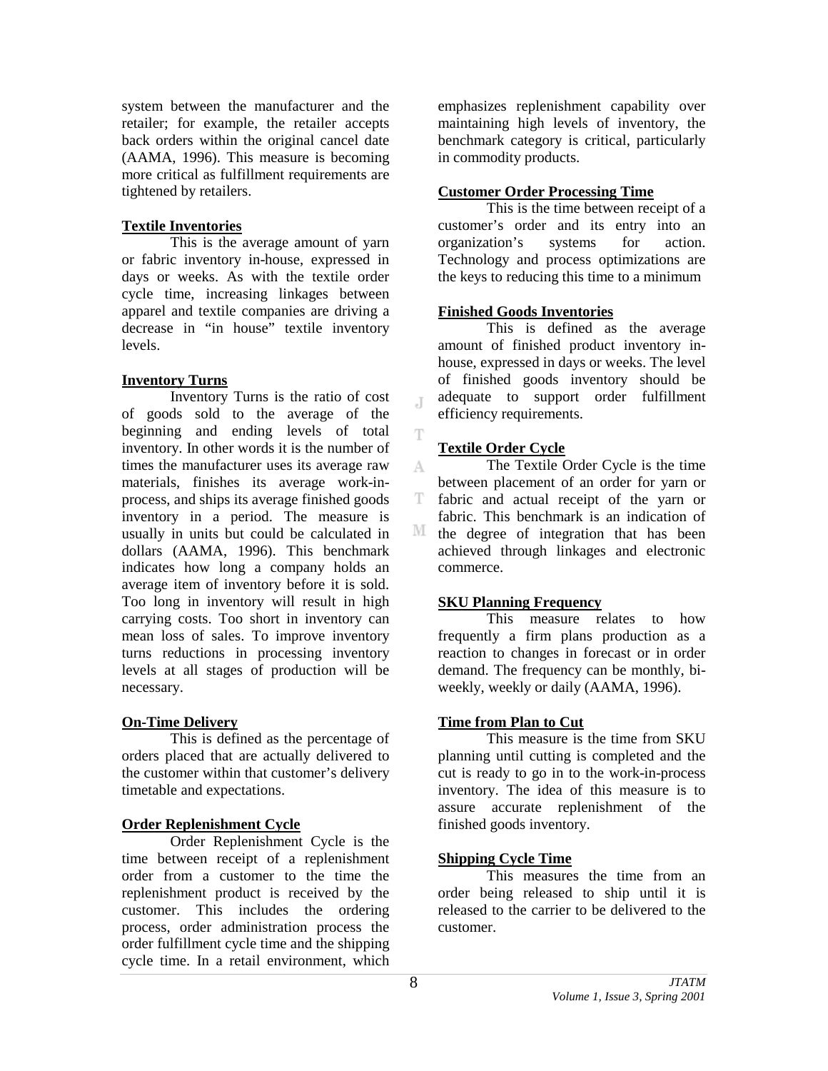system between the manufacturer and the retailer; for example, the retailer accepts back orders within the original cancel date (AAMA, 1996). This measure is becoming more critical as fulfillment requirements are tightened by retailers.

**Textile Inventories**

This is the average amount of yarn or fabric inventory in-house, expressed in days or weeks. As with the textile order cycle time, increasing linkages between apparel and textile companies are driving a decrease in "in house" textile inventory levels.

**Inventory Turns**

Inventory Turns is the ratio of cost of goods sold to the average of the beginning and ending levels of total inventory. In other words it is the number of times the manufacturer uses its average raw materials, finishes its average work-in-process, and ships its average finished goods inventory in a period. The measure is usually in units but could be calculated in dollars (AAMA, 1996). This benchmark indicates how long a company holds an average item of inventory before it is sold. Too long in inventory will result in high carrying costs. Too short in inventory can mean loss of sales. To improve inventory turns reductions in processing inventory levels at all stages of production will be necessary.

**On-Time Delivery**

This is defined as the percentage of orders placed that are actually delivered to the customer within that customer's delivery timetable and expectations.

**Order Replenishment Cycle**

Order Replenishment Cycle is the time between receipt of a replenishment order from a customer to the time the replenishment product is received by the customer. This includes the ordering process, order administration process the order fulfillment cycle time and the shipping cycle time. In a retail environment, which emphasizes replenishment capability over maintaining high levels of inventory, the benchmark category is critical, particularly in commodity products.

**Customer Order Processing Time**

This is the time between receipt of a customer's order and its entry into an organization's systems for action. Technology and process optimizations are the keys to reducing this time to a minimum

**Finished Goods Inventories**

This is defined as the average amount of finished product inventory in-house, expressed in days or weeks. The level of finished goods inventory should be adequate to support order fulfillment efficiency requirements.

**Textile Order Cycle**

The Textile Order Cycle is the time between placement of an order for yarn or fabric and actual receipt of the yarn or fabric. This benchmark is an indication of the degree of integration that has been achieved through linkages and electronic commerce.

**SKU Planning Frequency**

This measure relates to how frequently a firm plans production as a reaction to changes in forecast or in order demand. The frequency can be monthly, bi-weekly, weekly or daily (AAMA, 1996).

**Time from Plan to Cut**

This measure is the time from SKU planning until cutting is completed and the cut is ready to go in to the work-in-process inventory. The idea of this measure is to assure accurate replenishment of the finished goods inventory.

**Shipping Cycle Time**

This measures the time from an order being released to ship until it is released to the carrier to be delivered to the customer.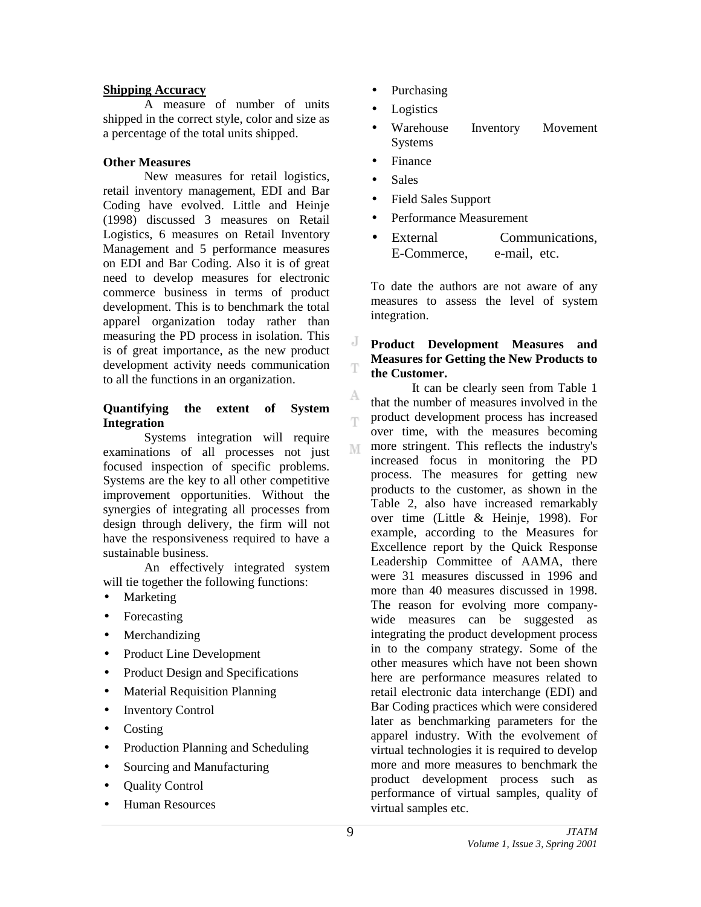**Shipping Accuracy**

A measure of number of units shipped in the correct style, color and size as a percentage of the total units shipped.

**Other Measures**

New measures for retail logistics, retail inventory management, EDI and Bar Coding have evolved. Little and Heinje (1998) discussed 3 measures on Retail Logistics, 6 measures on Retail Inventory Management and 5 performance measures on EDI and Bar Coding. Also it is of great need to develop measures for electronic commerce business in terms of product development. This is to benchmark the total apparel organization today rather than measuring the PD process in isolation. This is of great importance, as the new product development activity needs communication to all the functions in an organization.

**Quantifying the extent of System Integration**

Systems integration will require examinations of all processes not just focused inspection of specific problems. Systems are the key to all other competitive improvement opportunities. Without the synergies of integrating all processes from design through delivery, the firm will not have the responsiveness required to have a sustainable business.

An effectively integrated system will tie together the following functions:

- Marketing
- Forecasting
- Merchandizing
- Product Line Development
- Product Design and Specifications
- Material Requisition Planning
- Inventory Control
- Costing
- Production Planning and Scheduling
- Sourcing and Manufacturing
- Quality Control
- Human Resources
- Purchasing
- Logistics
- Warehouse Inventory Movement Systems
- Finance
- Sales
- Field Sales Support
- Performance Measurement
- External Communications, E-Commerce, e-mail, etc.

To date the authors are not aware of any measures to assess the level of system integration.

**Product Development Measures and Measures for Getting the New Products to the Customer.**

It can be clearly seen from Table 1 that the number of measures involved in the product development process has increased over time, with the measures becoming more stringent. This reflects the industry's increased focus in monitoring the PD process. The measures for getting new products to the customer, as shown in the Table 2, also have increased remarkably over time (Little & Heinje, 1998). For example, according to the Measures for Excellence report by the Quick Response Leadership Committee of AAMA, there were 31 measures discussed in 1996 and more than 40 measures discussed in 1998. The reason for evolving more company-wide measures can be suggested as integrating the product development process in to the company strategy. Some of the other measures which have not been shown here are performance measures related to retail electronic data interchange (EDI) and Bar Coding practices which were considered later as benchmarking parameters for the apparel industry. With the evolvement of virtual technologies it is required to develop more and more measures to benchmark the product development process such as performance of virtual samples, quality of virtual samples etc.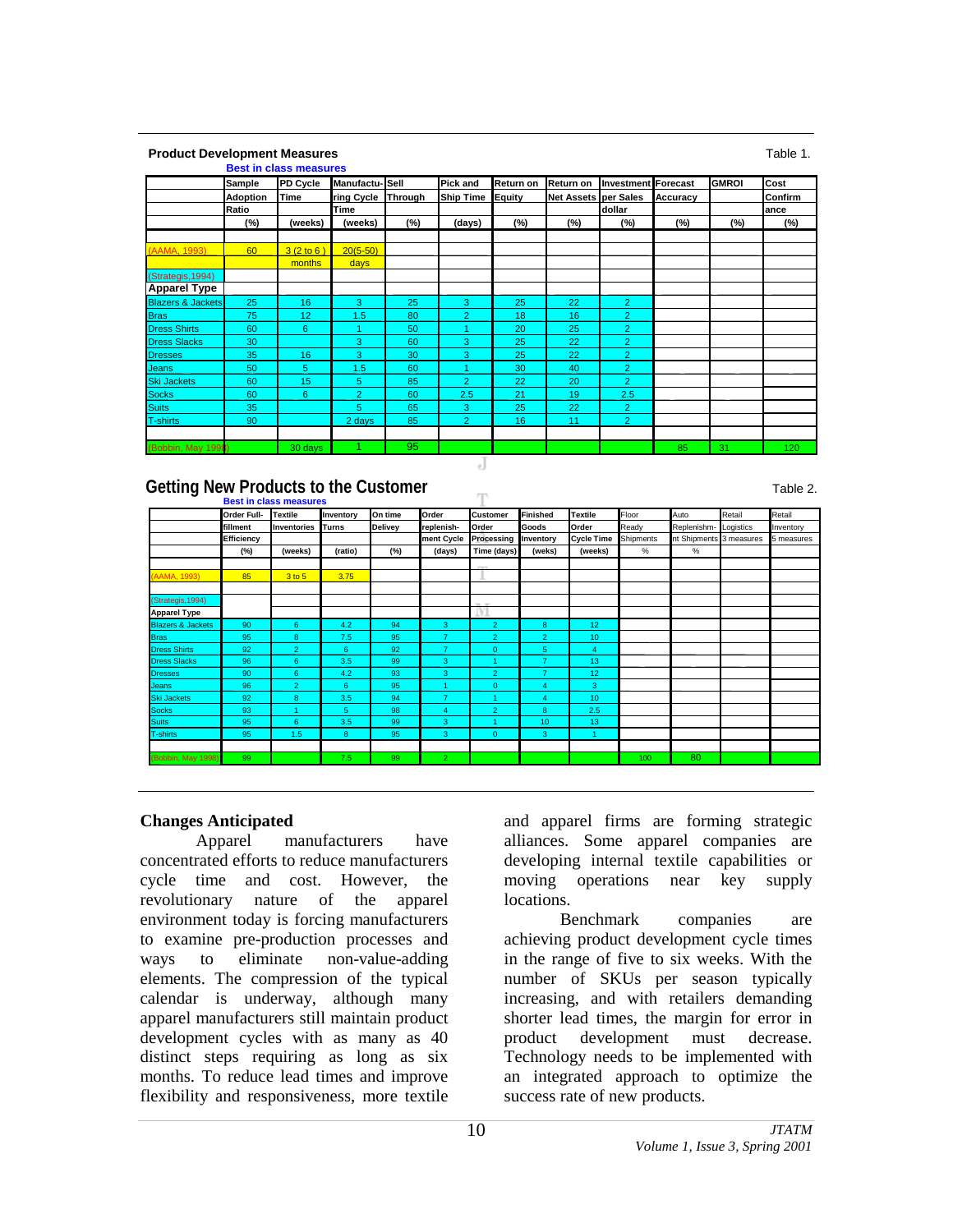**Product Development Measures** — Table 1.

Best in class measures

| | Sample Adoption Ratio | PD Cycle Time | Manufacturing Cycle Time | Sell Through | Pick and Ship Time | Return on Equity | Return on Net Assets | Investment per Sales dollar | Forecast Accuracy | GMROI | Cost Confirmance |
|---|---|---|---|---|---|---|---|---|---|---|---|
| | (%) | (weeks) | (weeks) | (%) | (days) | (%) | (%) | (%) | (%) | (%) | (%) |
| (AAMA, 1993) | 60 | 3 (2 to 6 ) months | 20(5-50) days | | | | | | | | |
| (Strategis,1994) | | | | | | | | | | | |
| **Apparel Type** | | | | | | | | | | | |
| Blazers & Jackets | 25 | 16 | 3 | 25 | 3 | 25 | 22 | 2 | | | |
| Bras | 75 | 12 | 1.5 | 80 | 2 | 18 | 16 | 2 | | | |
| Dress Shirts | 60 | 6 | 1 | 50 | 1 | 20 | 25 | 2 | | | |
| Dress Slacks | 30 | | 3 | 60 | 3 | 25 | 22 | 2 | | | |
| Dresses | 35 | 16 | 3 | 30 | 3 | 25 | 22 | 2 | | | |
| Jeans | 50 | 5 | 1.5 | 60 | 1 | 30 | 40 | 2 | | | |
| Ski Jackets | 60 | 15 | 5 | 85 | 2 | 22 | 20 | 2 | | | |
| Socks | 60 | 6 | 2 | 60 | 2.5 | 21 | 19 | 2.5 | | | |
| Suits | 35 | | 5 | 65 | 3 | 25 | 22 | 2 | | | |
| T-shirts | 90 | | 2 days | 85 | 2 | 16 | 11 | 2 | | | |
| (Bobbin, May 1998) | | 30 days | 1 | 95 | | | | | 85 | 31 | 120 |

## Getting New Products to the Customer

Table 2.

Best in class measures

| | Order Fullfillment Efficiency | Textile Inventories | Inventory Turns | On time Delivey | Order replenishment Cycle | Customer Order Processing Time (days) | Finished Goods Inventory | Textile Order Cycle Time | Floor Ready Shipments | Auto Replenishment Shipments | Retail Logistics 3 measures | Retail Inventory 5 measures |
|---|---|---|---|---|---|---|---|---|---|---|---|---|
| | (%) | (weeks) | (ratio) | (%) | (days) | | (weks) | (weeks) | % | % | | |
| (AAMA, 1993) | 85 | 3 to 5 | 3.75 | | | | | | | | | |
| (Strategis,1994) | | | | | | | | | | | | |
| **Apparel Type** | | | | | | | | | | | | |
| Blazers & Jackets | 90 | 6 | 4.2 | 94 | 3 | 2 | 8 | 12 | | | | |
| Bras | 95 | 8 | 7.5 | 95 | 7 | 2 | 2 | 10 | | | | |
| Dress Shirts | 92 | 2 | 6 | 92 | 7 | 0 | 5 | 4 | | | | |
| Dress Slacks | 96 | 6 | 3.5 | 99 | 3 | 1 | 7 | 13 | | | | |
| Dresses | 90 | 6 | 4.2 | 93 | 3 | 2 | 7 | 12 | | | | |
| Jeans | 96 | 2 | 6 | 95 | 1 | 0 | 4 | 3 | | | | |
| Ski Jackets | 92 | 8 | 3.5 | 94 | 7 | 1 | 4 | 10 | | | | |
| Socks | 93 | 1 | 5 | 98 | 4 | 2 | 8 | 2.5 | | | | |
| Suits | 95 | 6 | 3.5 | 99 | 3 | 1 | 10 | 13 | | | | |
| T-shirts | 95 | 1.5 | 8 | 95 | 3 | 0 | 3 | 1 | | | | |
| (Bobbin, May 1998) | 99 | | 7.5 | 99 | 2 | | | | 100 | 80 | | |

## Changes Anticipated

Apparel manufacturers have concentrated efforts to reduce manufacturers cycle time and cost. However, the revolutionary nature of the apparel environment today is forcing manufacturers to examine pre-production processes and ways to eliminate non-value-adding elements. The compression of the typical calendar is underway, although many apparel manufacturers still maintain product development cycles with as many as 40 distinct steps requiring as long as six months. To reduce lead times and improve flexibility and responsiveness, more textile and apparel firms are forming strategic alliances. Some apparel companies are developing internal textile capabilities or moving operations near key supply locations.

Benchmark companies are achieving product development cycle times in the range of five to six weeks. With the number of SKUs per season typically increasing, and with retailers demanding shorter lead times, the margin for error in product development must decrease. Technology needs to be implemented with an integrated approach to optimize the success rate of new products.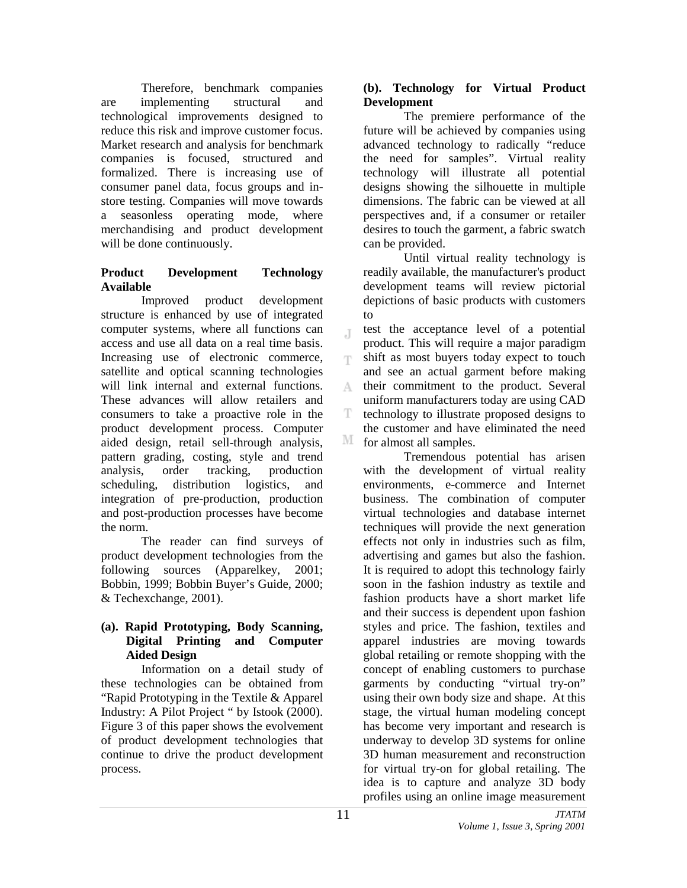Therefore, benchmark companies are implementing structural and technological improvements designed to reduce this risk and improve customer focus. Market research and analysis for benchmark companies is focused, structured and formalized. There is increasing use of consumer panel data, focus groups and in-store testing. Companies will move towards a seasonless operating mode, where merchandising and product development will be done continuously.

**Product Development Technology Available**

Improved product development structure is enhanced by use of integrated computer systems, where all functions can access and use all data on a real time basis. Increasing use of electronic commerce, satellite and optical scanning technologies will link internal and external functions. These advances will allow retailers and consumers to take a proactive role in the product development process. Computer aided design, retail sell-through analysis, pattern grading, costing, style and trend analysis, order tracking, production scheduling, distribution logistics, and integration of pre-production, production and post-production processes have become the norm.

The reader can find surveys of product development technologies from the following sources (Apparelkey, 2001; Bobbin, 1999; Bobbin Buyer's Guide, 2000; & Techexchange, 2001).

**(a). Rapid Prototyping, Body Scanning, Digital Printing and Computer Aided Design**

Information on a detail study of these technologies can be obtained from "Rapid Prototyping in the Textile & Apparel Industry: A Pilot Project " by Istook (2000). Figure 3 of this paper shows the evolvement of product development technologies that continue to drive the product development process.

**(b). Technology for Virtual Product Development**

The premiere performance of the future will be achieved by companies using advanced technology to radically "reduce the need for samples". Virtual reality technology will illustrate all potential designs showing the silhouette in multiple dimensions. The fabric can be viewed at all perspectives and, if a consumer or retailer desires to touch the garment, a fabric swatch can be provided.

Until virtual reality technology is readily available, the manufacturer's product development teams will review pictorial depictions of basic products with customers to test the acceptance level of a potential product. This will require a major paradigm shift as most buyers today expect to touch and see an actual garment before making their commitment to the product. Several uniform manufacturers today are using CAD technology to illustrate proposed designs to the customer and have eliminated the need for almost all samples.

Tremendous potential has arisen with the development of virtual reality environments, e-commerce and Internet business. The combination of computer virtual technologies and database internet techniques will provide the next generation effects not only in industries such as film, advertising and games but also the fashion. It is required to adopt this technology fairly soon in the fashion industry as textile and fashion products have a short market life and their success is dependent upon fashion styles and price. The fashion, textiles and apparel industries are moving towards global retailing or remote shopping with the concept of enabling customers to purchase garments by conducting "virtual try-on" using their own body size and shape. At this stage, the virtual human modeling concept has become very important and research is underway to develop 3D systems for online 3D human measurement and reconstruction for virtual try-on for global retailing. The idea is to capture and analyze 3D body profiles using an online image measurement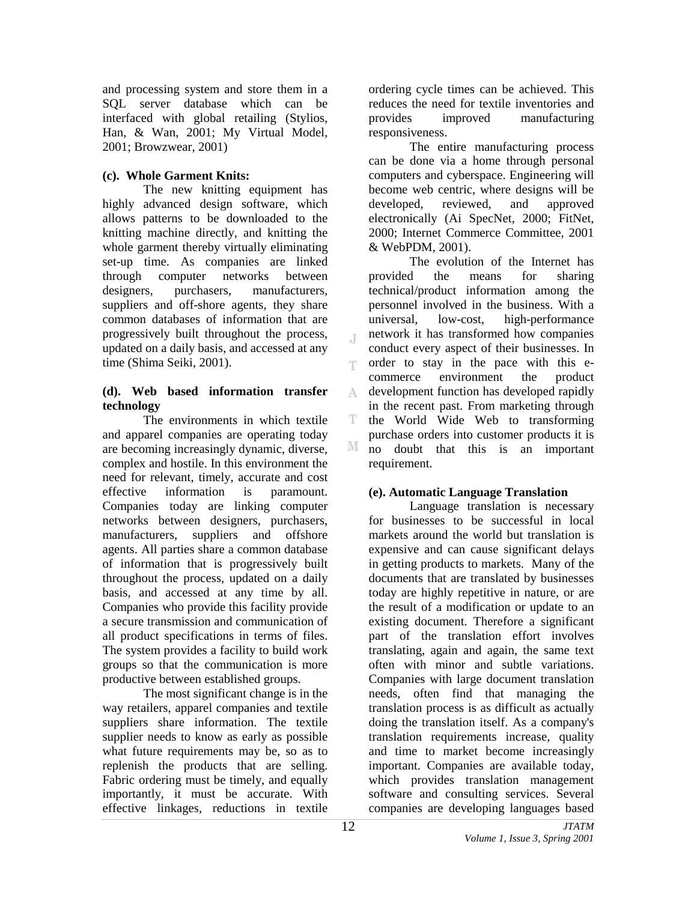and processing system and store them in a SQL server database which can be interfaced with global retailing (Stylios, Han, & Wan, 2001; My Virtual Model, 2001; Browzwear, 2001)

**(c). Whole Garment Knits:**

The new knitting equipment has highly advanced design software, which allows patterns to be downloaded to the knitting machine directly, and knitting the whole garment thereby virtually eliminating set-up time. As companies are linked through computer networks between designers, purchasers, manufacturers, suppliers and off-shore agents, they share common databases of information that are progressively built throughout the process, updated on a daily basis, and accessed at any time (Shima Seiki, 2001).

**(d). Web based information transfer technology**

The environments in which textile and apparel companies are operating today are becoming increasingly dynamic, diverse, complex and hostile. In this environment the need for relevant, timely, accurate and cost effective information is paramount. Companies today are linking computer networks between designers, purchasers, manufacturers, suppliers and offshore agents. All parties share a common database of information that is progressively built throughout the process, updated on a daily basis, and accessed at any time by all. Companies who provide this facility provide a secure transmission and communication of all product specifications in terms of files. The system provides a facility to build work groups so that the communication is more productive between established groups.

The most significant change is in the way retailers, apparel companies and textile suppliers share information. The textile supplier needs to know as early as possible what future requirements may be, so as to replenish the products that are selling. Fabric ordering must be timely, and equally importantly, it must be accurate. With effective linkages, reductions in textile ordering cycle times can be achieved. This reduces the need for textile inventories and provides improved manufacturing responsiveness.

The entire manufacturing process can be done via a home through personal computers and cyberspace. Engineering will become web centric, where designs will be developed, reviewed, and approved electronically (Ai SpecNet, 2000; FitNet, 2000; Internet Commerce Committee, 2001 & WebPDM, 2001).

The evolution of the Internet has provided the means for sharing technical/product information among the personnel involved in the business. With a universal, low-cost, high-performance network it has transformed how companies conduct every aspect of their businesses. In order to stay in the pace with this e-commerce environment the product development function has developed rapidly in the recent past. From marketing through the World Wide Web to transforming purchase orders into customer products it is no doubt that this is an important requirement.

**(e). Automatic Language Translation**

Language translation is necessary for businesses to be successful in local markets around the world but translation is expensive and can cause significant delays in getting products to markets. Many of the documents that are translated by businesses today are highly repetitive in nature, or are the result of a modification or update to an existing document. Therefore a significant part of the translation effort involves translating, again and again, the same text often with minor and subtle variations. Companies with large document translation needs, often find that managing the translation process is as difficult as actually doing the translation itself. As a company's translation requirements increase, quality and time to market become increasingly important. Companies are available today, which provides translation management software and consulting services. Several companies are developing languages based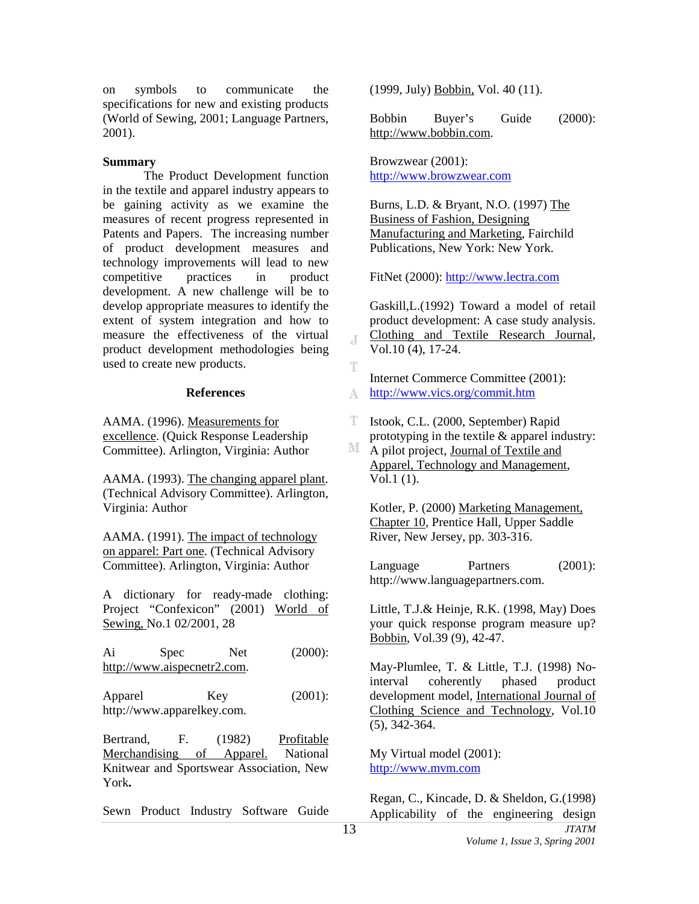on symbols to communicate the specifications for new and existing products (World of Sewing, 2001; Language Partners, 2001).

**Summary**

The Product Development function in the textile and apparel industry appears to be gaining activity as we examine the measures of recent progress represented in Patents and Papers. The increasing number of product development measures and technology improvements will lead to new competitive practices in product development. A new challenge will be to develop appropriate measures to identify the extent of system integration and how to measure the effectiveness of the virtual product development methodologies being used to create new products.

**References**

AAMA. (1996). Measurements for excellence. (Quick Response Leadership Committee). Arlington, Virginia: Author

AAMA. (1993). The changing apparel plant. (Technical Advisory Committee). Arlington, Virginia: Author

AAMA. (1991). The impact of technology on apparel: Part one. (Technical Advisory Committee). Arlington, Virginia: Author

A dictionary for ready-made clothing: Project "Confexicon" (2001) World of Sewing, No.1 02/2001, 28

Ai Spec Net (2000): http://www.aispecnetr2.com.

Apparel Key (2001): http://www.apparelkey.com.

Bertrand, F. (1982) Profitable Merchandising of Apparel. National Knitwear and Sportswear Association, New York.

Sewn Product Industry Software Guide (1999, July) Bobbin, Vol. 40 (11).

Bobbin Buyer's Guide (2000): http://www.bobbin.com.

Browzwear (2001): http://www.browzwear.com

Burns, L.D. & Bryant, N.O. (1997) The Business of Fashion, Designing Manufacturing and Marketing, Fairchild Publications, New York: New York.

FitNet (2000): http://www.lectra.com

Gaskill,L.(1992) Toward a model of retail product development: A case study analysis. Clothing and Textile Research Journal, Vol.10 (4), 17-24.

Internet Commerce Committee (2001): http://www.vics.org/commit.htm

Istook, C.L. (2000, September) Rapid prototyping in the textile & apparel industry: A pilot project, Journal of Textile and Apparel, Technology and Management, Vol.1 (1).

Kotler, P. (2000) Marketing Management, Chapter 10, Prentice Hall, Upper Saddle River, New Jersey, pp. 303-316.

Language Partners (2001): http://www.languagepartners.com.

Little, T.J.& Heinje, R.K. (1998, May) Does your quick response program measure up? Bobbin, Vol.39 (9), 42-47.

May-Plumlee, T. & Little, T.J. (1998) No-interval coherently phased product development model, International Journal of Clothing Science and Technology, Vol.10 (5), 342-364.

My Virtual model (2001): http://www.mvm.com

Regan, C., Kincade, D. & Sheldon, G.(1998) Applicability of the engineering design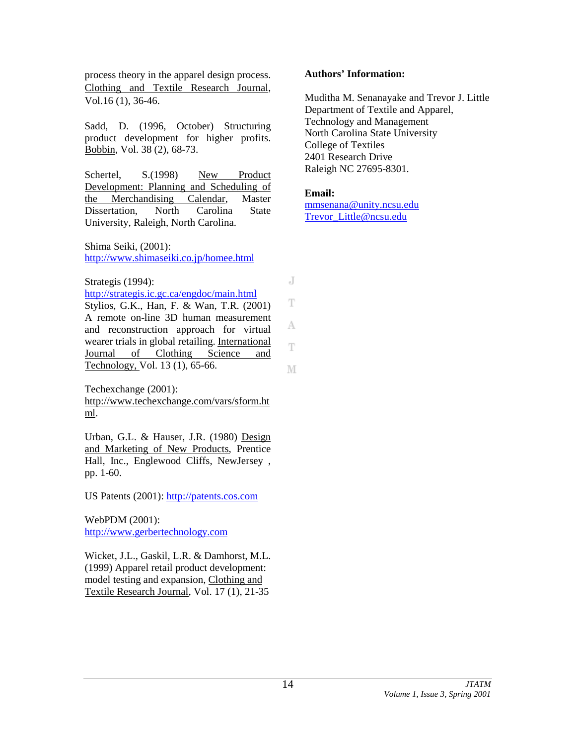process theory in the apparel design process. Clothing and Textile Research Journal, Vol.16 (1), 36-46.

Sadd, D. (1996, October) Structuring product development for higher profits. Bobbin, Vol. 38 (2), 68-73.

Schertel, S.(1998) New Product Development: Planning and Scheduling of the Merchandising Calendar, Master Dissertation, North Carolina State University, Raleigh, North Carolina.

Shima Seiki, (2001): http://www.shimaseiki.co.jp/homee.html

Strategis (1994): http://strategis.ic.gc.ca/engdoc/main.html

Stylios, G.K., Han, F. & Wan, T.R. (2001) A remote on-line 3D human measurement and reconstruction approach for virtual wearer trials in global retailing. International Journal of Clothing Science and Technology, Vol. 13 (1), 65-66.

Techexchange (2001): http://www.techexchange.com/vars/sform.html.

Urban, G.L. & Hauser, J.R. (1980) Design and Marketing of New Products, Prentice Hall, Inc., Englewood Cliffs, NewJersey , pp. 1-60.

US Patents (2001): http://patents.cos.com

WebPDM (2001): http://www.gerbertechnology.com

Wicket, J.L., Gaskil, L.R. & Damhorst, M.L. (1999) Apparel retail product development: model testing and expansion, Clothing and Textile Research Journal, Vol. 17 (1), 21-35

**Authors' Information:**

Muditha M. Senanayake and Trevor J. Little
Department of Textile and Apparel, Technology and Management
North Carolina State University
College of Textiles
2401 Research Drive
Raleigh NC 27695-8301.

**Email:**
mmsenana@unity.ncsu.edu
Trevor_Little@ncsu.edu